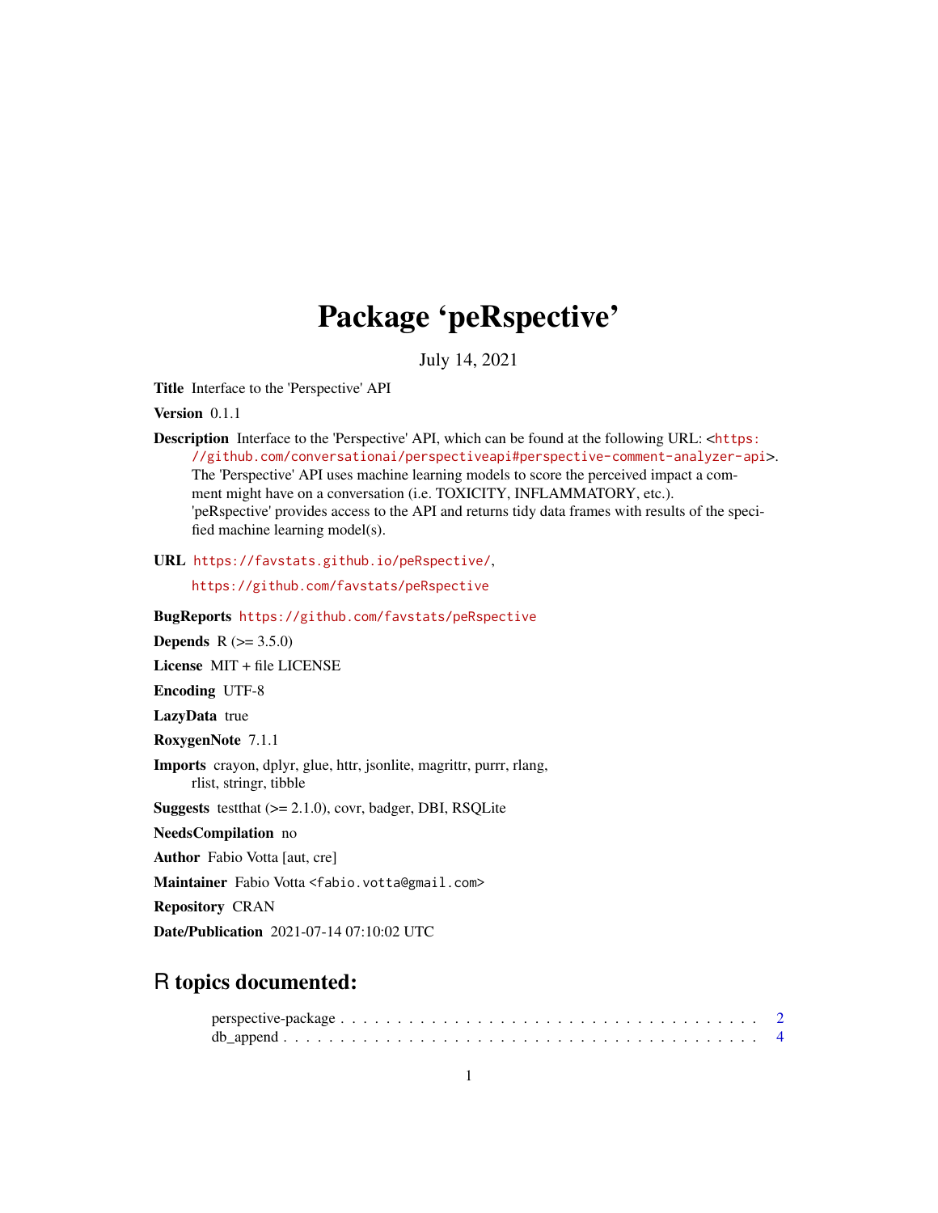# Package 'peRspective'

July 14, 2021

**Title** Interface to the 'Perspective' API

**Version** 0.1.1

**Description** Interface to the 'Perspective' API, which can be found at the following URL: <https://github.com/conversationai/perspectiveapi#perspective-comment-analyzer-api>. The 'Perspective' API uses machine learning models to score the perceived impact a comment might have on a conversation (i.e. TOXICITY, INFLAMMATORY, etc.). 'peRspective' provides access to the API and returns tidy data frames with results of the specified machine learning model(s).

**URL** https://favstats.github.io/peRspective/, https://github.com/favstats/peRspective

**BugReports** https://github.com/favstats/peRspective

**Depends** R (>= 3.5.0)

**License** MIT + file LICENSE

**Encoding** UTF-8

**LazyData** true

**RoxygenNote** 7.1.1

**Imports** crayon, dplyr, glue, httr, jsonlite, magrittr, purrr, rlang, rlist, stringr, tibble

**Suggests** testthat (>= 2.1.0), covr, badger, DBI, RSQLite

**NeedsCompilation** no

**Author** Fabio Votta [aut, cre]

**Maintainer** Fabio Votta <fabio.votta@gmail.com>

**Repository** CRAN

**Date/Publication** 2021-07-14 07:10:02 UTC

## R topics documented:

perspective-package . . . . . . . . . . . . . . . . . . . . . . . . . . . . . . . . . . . . . . . . 2
db_append . . . . . . . . . . . . . . . . . . . . . . . . . . . . . . . . . . . . . . . . . . . . . 4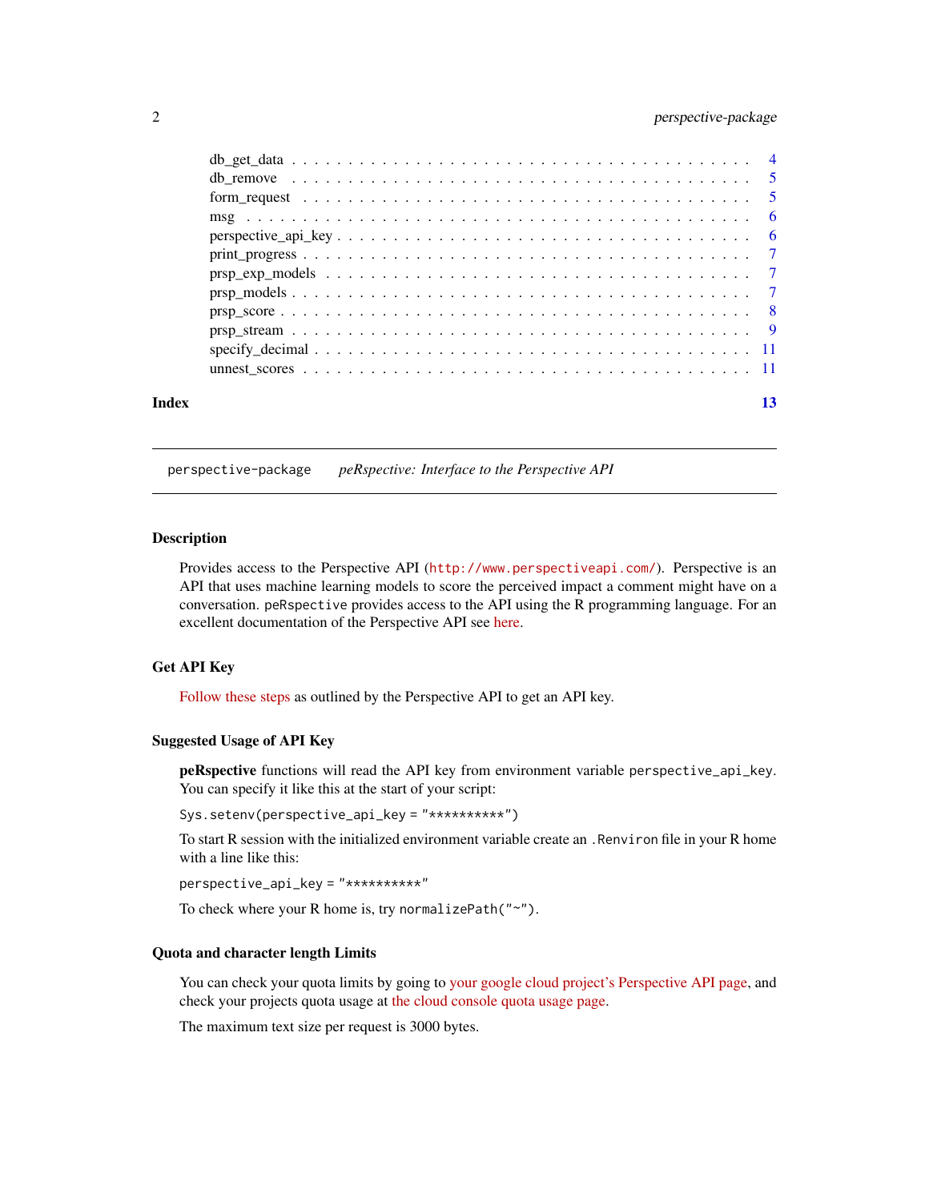db_get_data . . . . . . . . . . . . . . . . . . . . . . . . . . . . . . . . . . . . . . 4
db_remove . . . . . . . . . . . . . . . . . . . . . . . . . . . . . . . . . . . . . . 5
form_request . . . . . . . . . . . . . . . . . . . . . . . . . . . . . . . . . . . . . 5
msg . . . . . . . . . . . . . . . . . . . . . . . . . . . . . . . . . . . . . . . . . . 6
perspective_api_key . . . . . . . . . . . . . . . . . . . . . . . . . . . . . . . . . 6
print_progress . . . . . . . . . . . . . . . . . . . . . . . . . . . . . . . . . . . . 7
prsp_exp_models . . . . . . . . . . . . . . . . . . . . . . . . . . . . . . . . . . . 7
prsp_models . . . . . . . . . . . . . . . . . . . . . . . . . . . . . . . . . . . . . 7
prsp_score . . . . . . . . . . . . . . . . . . . . . . . . . . . . . . . . . . . . . . 8
prsp_stream . . . . . . . . . . . . . . . . . . . . . . . . . . . . . . . . . . . . . 9
specify_decimal . . . . . . . . . . . . . . . . . . . . . . . . . . . . . . . . . . . 11
unnest_scores . . . . . . . . . . . . . . . . . . . . . . . . . . . . . . . . . . . . 11

**Index** **13**

---

`perspective-package` *peRspective: Interface to the Perspective API*

---

### Description

Provides access to the Perspective API (http://www.perspectiveapi.com/). Perspective is an API that uses machine learning models to score the perceived impact a comment might have on a conversation. `peRspective` provides access to the API using the R programming language. For an excellent documentation of the Perspective API see here.

### Get API Key

Follow these steps as outlined by the Perspective API to get an API key.

### Suggested Usage of API Key

**peRspective** functions will read the API key from environment variable `perspective_api_key`. You can specify it like this at the start of your script:

```
Sys.setenv(perspective_api_key = "**********")
```

To start R session with the initialized environment variable create an `.Renviron` file in your R home with a line like this:

```
perspective_api_key = "**********"
```

To check where your R home is, try `normalizePath("~")`.

### Quota and character length Limits

You can check your quota limits by going to your google cloud project's Perspective API page, and check your projects quota usage at the cloud console quota usage page.

The maximum text size per request is 3000 bytes.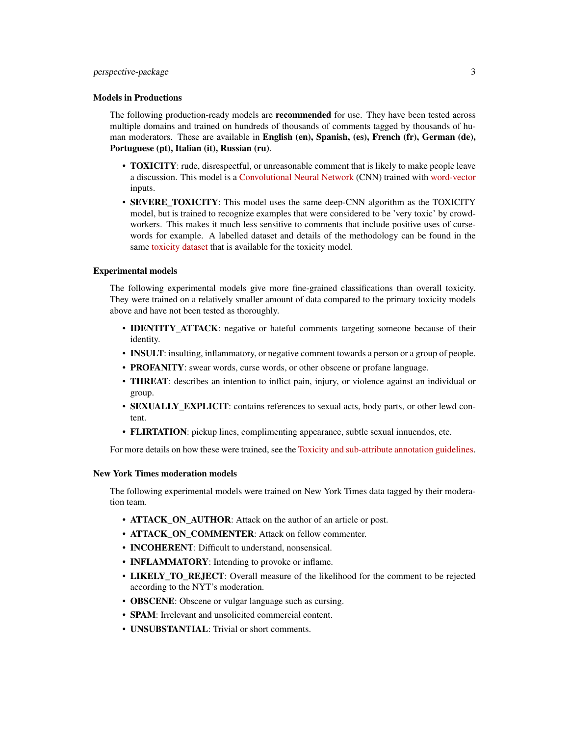### Models in Productions

The following production-ready models are **recommended** for use. They have been tested across multiple domains and trained on hundreds of thousands of comments tagged by thousands of human moderators. These are available in **English (en), Spanish, (es), French (fr), German (de), Portuguese (pt), Italian (it), Russian (ru)**.

- **TOXICITY**: rude, disrespectful, or unreasonable comment that is likely to make people leave a discussion. This model is a Convolutional Neural Network (CNN) trained with word-vector inputs.
- **SEVERE_TOXICITY**: This model uses the same deep-CNN algorithm as the TOXICITY model, but is trained to recognize examples that were considered to be 'very toxic' by crowd-workers. This makes it much less sensitive to comments that include positive uses of curse-words for example. A labelled dataset and details of the methodology can be found in the same toxicity dataset that is available for the toxicity model.

### Experimental models

The following experimental models give more fine-grained classifications than overall toxicity. They were trained on a relatively smaller amount of data compared to the primary toxicity models above and have not been tested as thoroughly.

- **IDENTITY_ATTACK**: negative or hateful comments targeting someone because of their identity.
- **INSULT**: insulting, inflammatory, or negative comment towards a person or a group of people.
- **PROFANITY**: swear words, curse words, or other obscene or profane language.
- **THREAT**: describes an intention to inflict pain, injury, or violence against an individual or group.
- **SEXUALLY_EXPLICIT**: contains references to sexual acts, body parts, or other lewd content.
- **FLIRTATION**: pickup lines, complimenting appearance, subtle sexual innuendos, etc.

For more details on how these were trained, see the Toxicity and sub-attribute annotation guidelines.

### New York Times moderation models

The following experimental models were trained on New York Times data tagged by their moderation team.

- **ATTACK_ON_AUTHOR**: Attack on the author of an article or post.
- **ATTACK_ON_COMMENTER**: Attack on fellow commenter.
- **INCOHERENT**: Difficult to understand, nonsensical.
- **INFLAMMATORY**: Intending to provoke or inflame.
- **LIKELY_TO_REJECT**: Overall measure of the likelihood for the comment to be rejected according to the NYT's moderation.
- **OBSCENE**: Obscene or vulgar language such as cursing.
- **SPAM**: Irrelevant and unsolicited commercial content.
- **UNSUBSTANTIAL**: Trivial or short comments.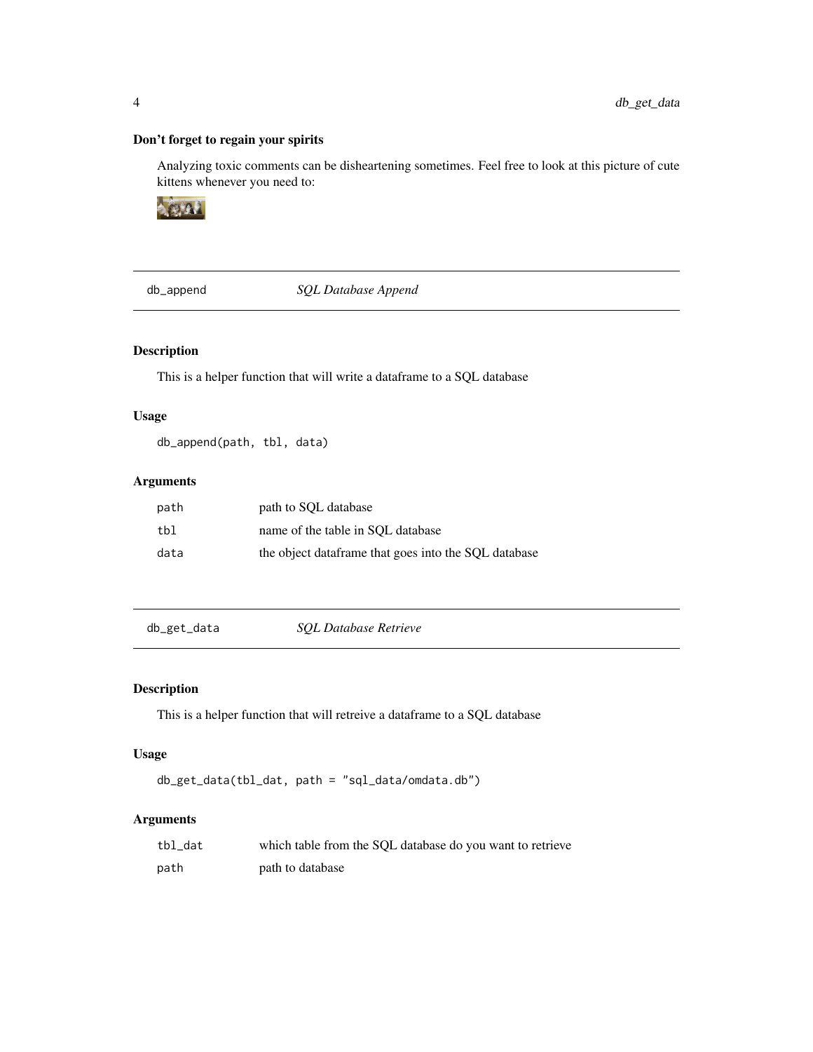### Don't forget to regain your spirits

Analyzing toxic comments can be disheartening sometimes. Feel free to look at this picture of cute kittens whenever you need to:

---

## db_append — *SQL Database Append*

### Description

This is a helper function that will write a dataframe to a SQL database

### Usage

```
db_append(path, tbl, data)
```

### Arguments

| | |
|---|---|
| `path` | path to SQL database |
| `tbl` | name of the table in SQL database |
| `data` | the object dataframe that goes into the SQL database |

---

## db_get_data — *SQL Database Retrieve*

### Description

This is a helper function that will retreive a dataframe to a SQL database

### Usage

```
db_get_data(tbl_dat, path = "sql_data/omdata.db")
```

### Arguments

| | |
|---|---|
| `tbl_dat` | which table from the SQL database do you want to retrieve |
| `path` | path to database |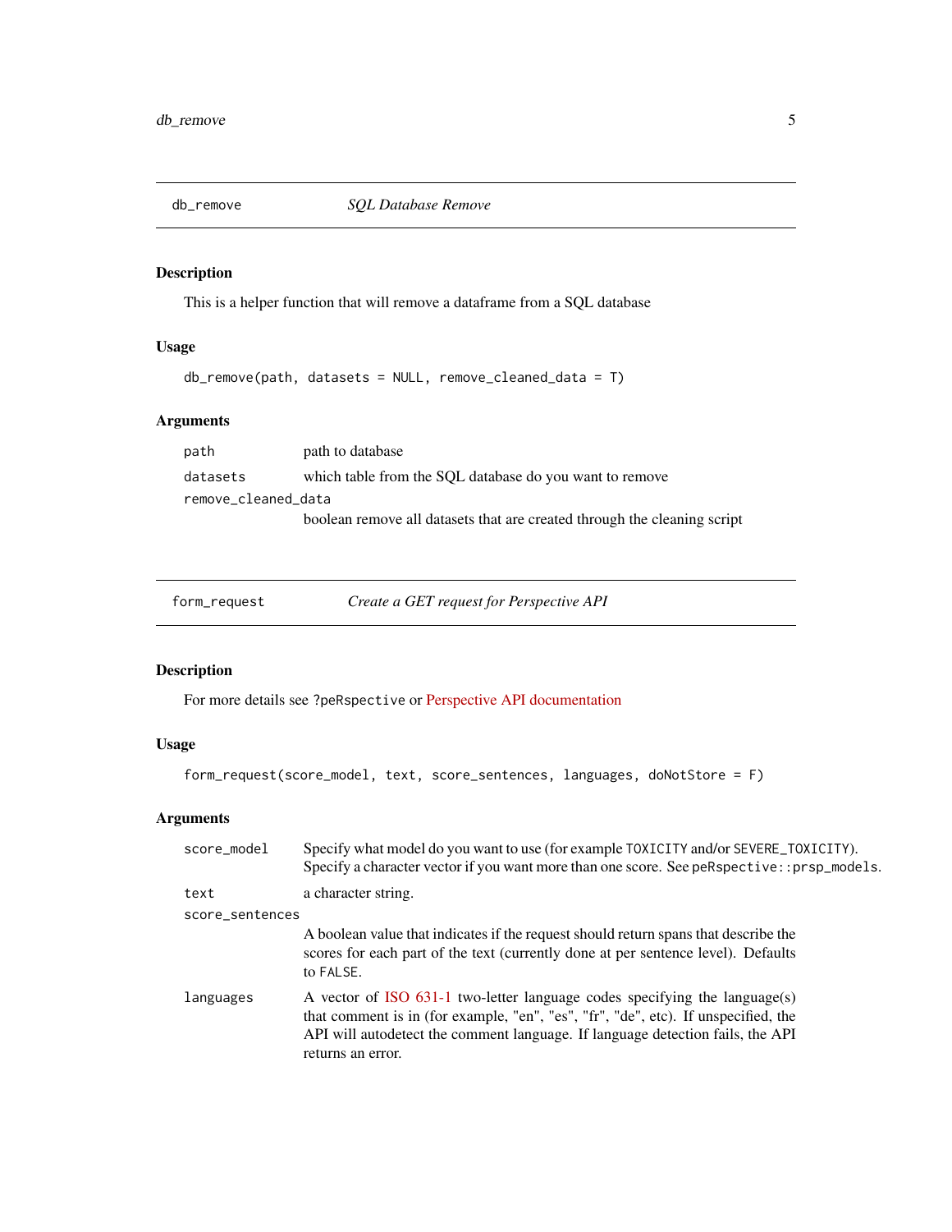## db_remove — *SQL Database Remove*

### Description

This is a helper function that will remove a dataframe from a SQL database

### Usage

```
db_remove(path, datasets = NULL, remove_cleaned_data = T)
```

### Arguments

| Argument | Description |
|---|---|
| `path` | path to database |
| `datasets` | which table from the SQL database do you want to remove |
| `remove_cleaned_data` | boolean remove all datasets that are created through the cleaning script |

## form_request — *Create a GET request for Perspective API*

### Description

For more details see `?peRspective` or Perspective API documentation

### Usage

```
form_request(score_model, text, score_sentences, languages, doNotStore = F)
```

### Arguments

| Argument | Description |
|---|---|
| `score_model` | Specify what model do you want to use (for example `TOXICITY` and/or `SEVERE_TOXICITY`). Specify a character vector if you want more than one score. See `peRspective::prsp_models`. |
| `text` | a character string. |
| `score_sentences` | A boolean value that indicates if the request should return spans that describe the scores for each part of the text (currently done at per sentence level). Defaults to `FALSE`. |
| `languages` | A vector of ISO 631-1 two-letter language codes specifying the language(s) that comment is in (for example, "en", "es", "fr", "de", etc). If unspecified, the API will autodetect the comment language. If language detection fails, the API returns an error. |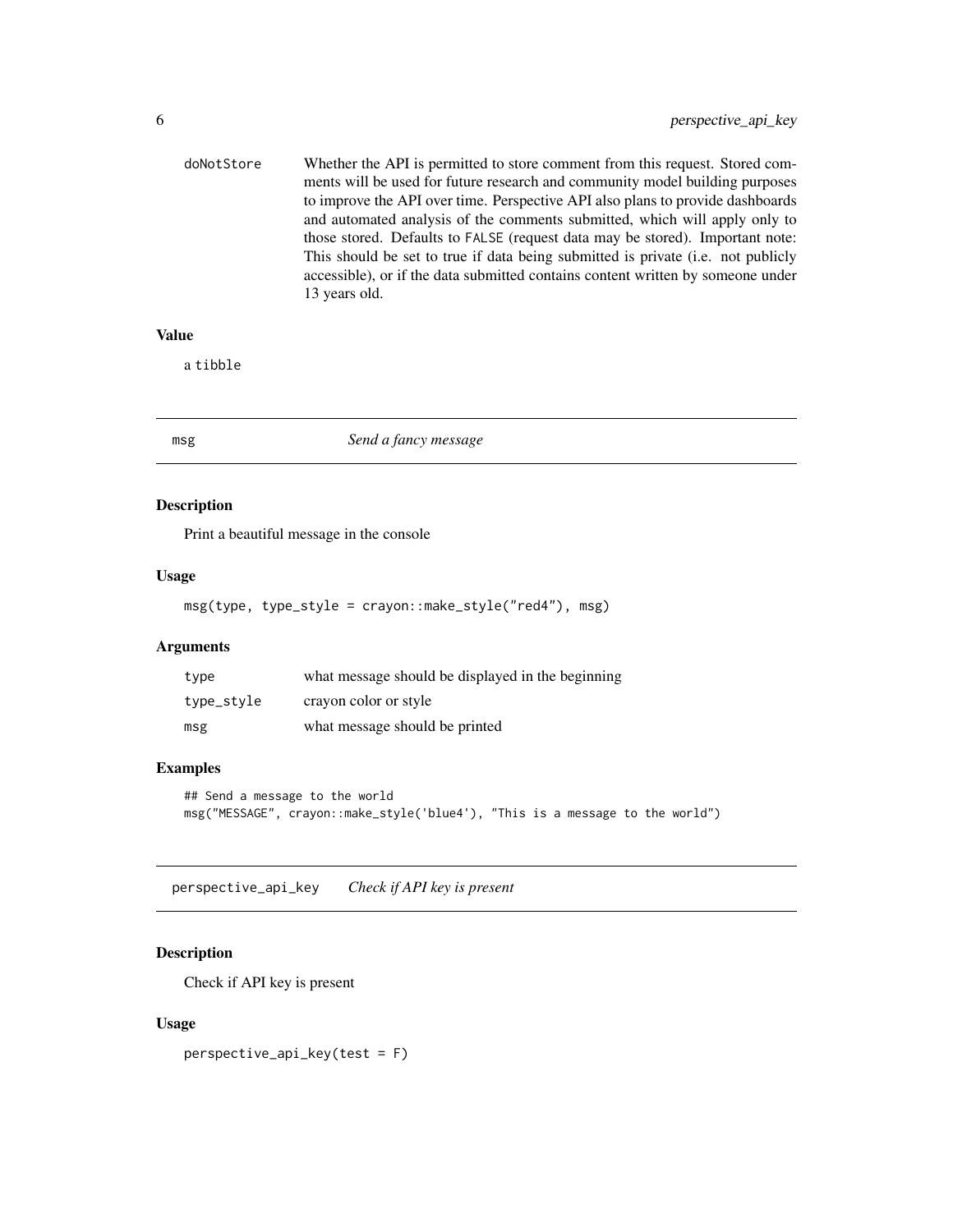| | |
|---|---|
| doNotStore | Whether the API is permitted to store comment from this request. Stored comments will be used for future research and community model building purposes to improve the API over time. Perspective API also plans to provide dashboards and automated analysis of the comments submitted, which will apply only to those stored. Defaults to FALSE (request data may be stored). Important note: This should be set to true if data being submitted is private (i.e. not publicly accessible), or if the data submitted contains content written by someone under 13 years old. |

### Value

a tibble

## msg — *Send a fancy message*

### Description

Print a beautiful message in the console

### Usage

```
msg(type, type_style = crayon::make_style("red4"), msg)
```

### Arguments

| | |
|---|---|
| type | what message should be displayed in the beginning |
| type_style | crayon color or style |
| msg | what message should be printed |

### Examples

```
## Send a message to the world
msg("MESSAGE", crayon::make_style('blue4'), "This is a message to the world")
```

## perspective_api_key — *Check if API key is present*

### Description

Check if API key is present

### Usage

```
perspective_api_key(test = F)
```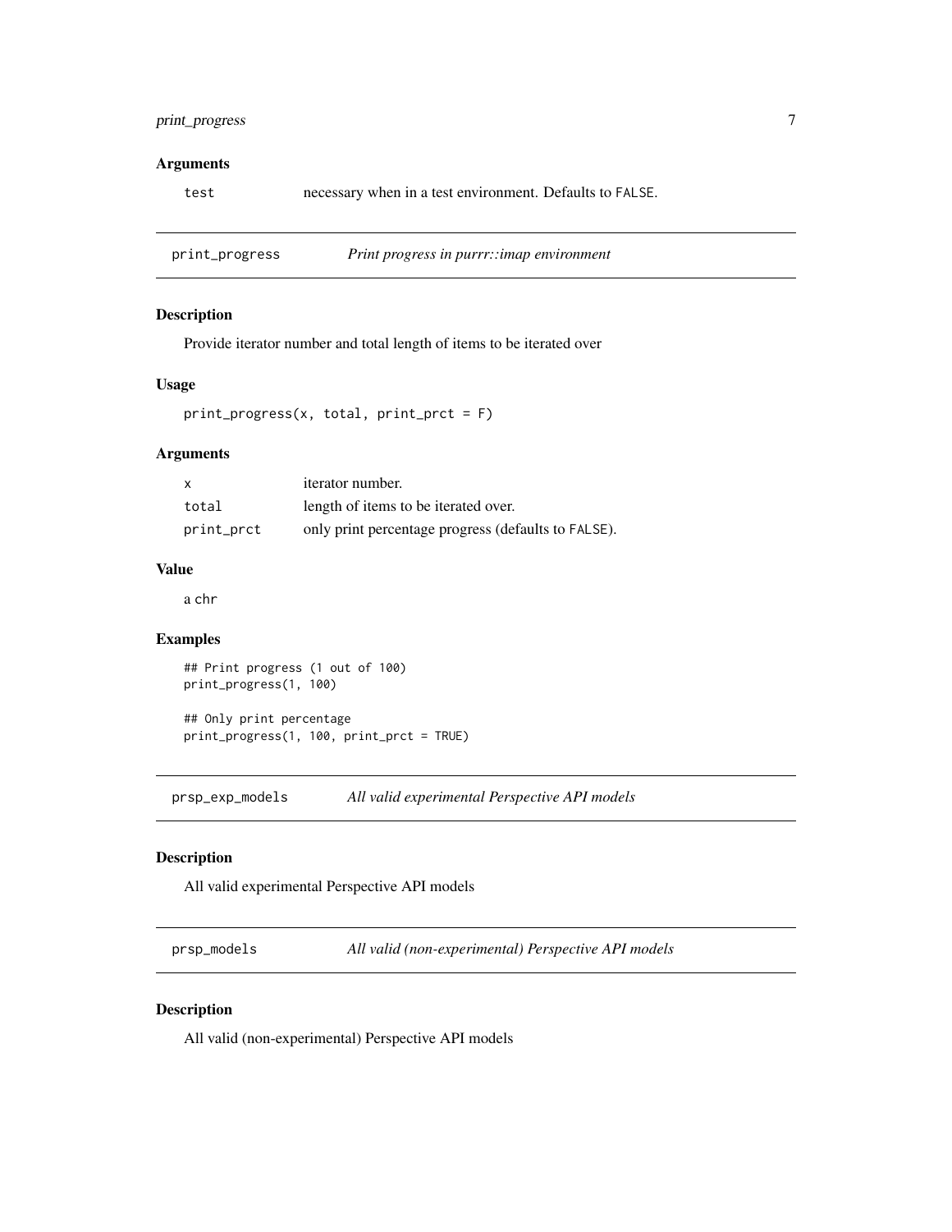### Arguments

| | |
|---|---|
| test | necessary when in a test environment. Defaults to FALSE. |

---

## print_progress — *Print progress in purrr::imap environment*

### Description

Provide iterator number and total length of items to be iterated over

### Usage

```
print_progress(x, total, print_prct = F)
```

### Arguments

| | |
|---|---|
| x | iterator number. |
| total | length of items to be iterated over. |
| print_prct | only print percentage progress (defaults to FALSE). |

### Value

a chr

### Examples

```
## Print progress (1 out of 100)
print_progress(1, 100)

## Only print percentage
print_progress(1, 100, print_prct = TRUE)
```

---

## prsp_exp_models — *All valid experimental Perspective API models*

### Description

All valid experimental Perspective API models

---

## prsp_models — *All valid (non-experimental) Perspective API models*

### Description

All valid (non-experimental) Perspective API models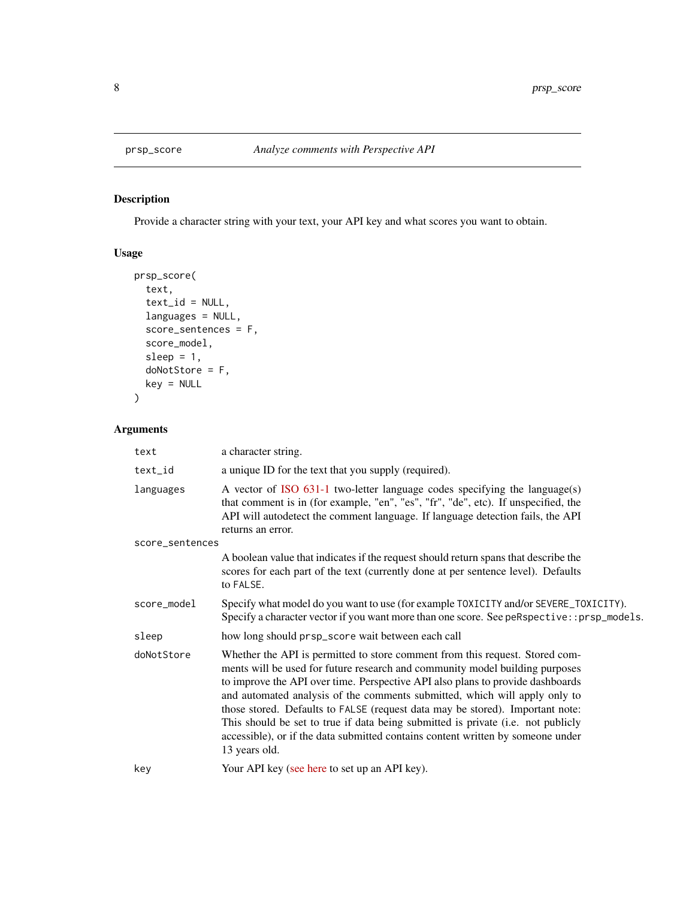## prsp_score *Analyze comments with Perspective API*

### Description

Provide a character string with your text, your API key and what scores you want to obtain.

### Usage

```
prsp_score(
  text,
  text_id = NULL,
  languages = NULL,
  score_sentences = F,
  score_model,
  sleep = 1,
  doNotStore = F,
  key = NULL
)
```

### Arguments

| Argument | Description |
| --- | --- |
| `text` | a character string. |
| `text_id` | a unique ID for the text that you supply (required). |
| `languages` | A vector of ISO 631-1 two-letter language codes specifying the language(s) that comment is in (for example, "en", "es", "fr", "de", etc). If unspecified, the API will autodetect the comment language. If language detection fails, the API returns an error. |
| `score_sentences` | A boolean value that indicates if the request should return spans that describe the scores for each part of the text (currently done at per sentence level). Defaults to `FALSE`. |
| `score_model` | Specify what model do you want to use (for example `TOXICITY` and/or `SEVERE_TOXICITY`). Specify a character vector if you want more than one score. See `peRspective::prsp_models`. |
| `sleep` | how long should `prsp_score` wait between each call |
| `doNotStore` | Whether the API is permitted to store comment from this request. Stored comments will be used for future research and community model building purposes to improve the API over time. Perspective API also plans to provide dashboards and automated analysis of the comments submitted, which will apply only to those stored. Defaults to `FALSE` (request data may be stored). Important note: This should be set to true if data being submitted is private (i.e. not publicly accessible), or if the data submitted contains content written by someone under 13 years old. |
| `key` | Your API key (see here to set up an API key). |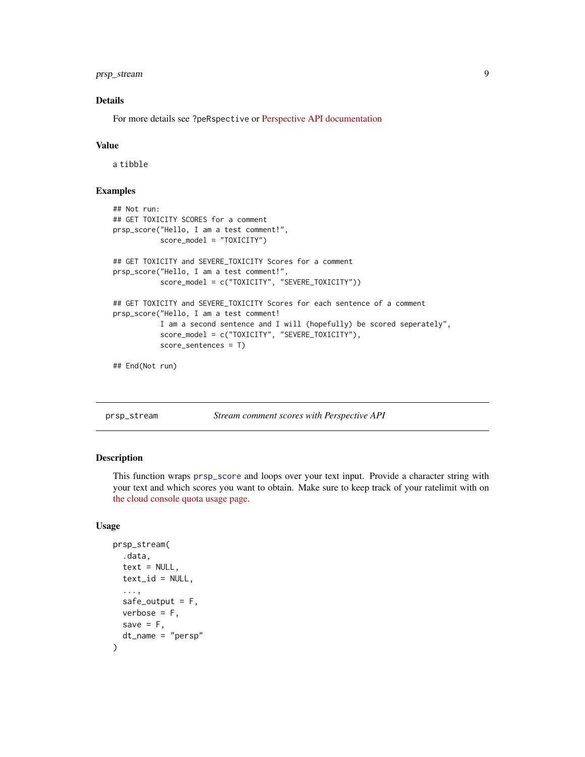### Details

For more details see ?peRspective or Perspective API documentation

### Value

a tibble

### Examples

```
## Not run:
## GET TOXICITY SCORES for a comment
prsp_score("Hello, I am a test comment!",
           score_model = "TOXICITY")

## GET TOXICITY and SEVERE_TOXICITY Scores for a comment
prsp_score("Hello, I am a test comment!",
           score_model = c("TOXICITY", "SEVERE_TOXICITY"))

## GET TOXICITY and SEVERE_TOXICITY Scores for each sentence of a comment
prsp_score("Hello, I am a test comment!
           I am a second sentence and I will (hopefully) be scored seperately",
           score_model = c("TOXICITY", "SEVERE_TOXICITY"),
           score_sentences = T)

## End(Not run)
```

---

## prsp_stream — *Stream comment scores with Perspective API*

---

### Description

This function wraps prsp_score and loops over your text input. Provide a character string with your text and which scores you want to obtain. Make sure to keep track of your ratelimit with on the cloud console quota usage page.

### Usage

```
prsp_stream(
  .data,
  text = NULL,
  text_id = NULL,
  ...,
  safe_output = F,
  verbose = F,
  save = F,
  dt_name = "persp"
)
```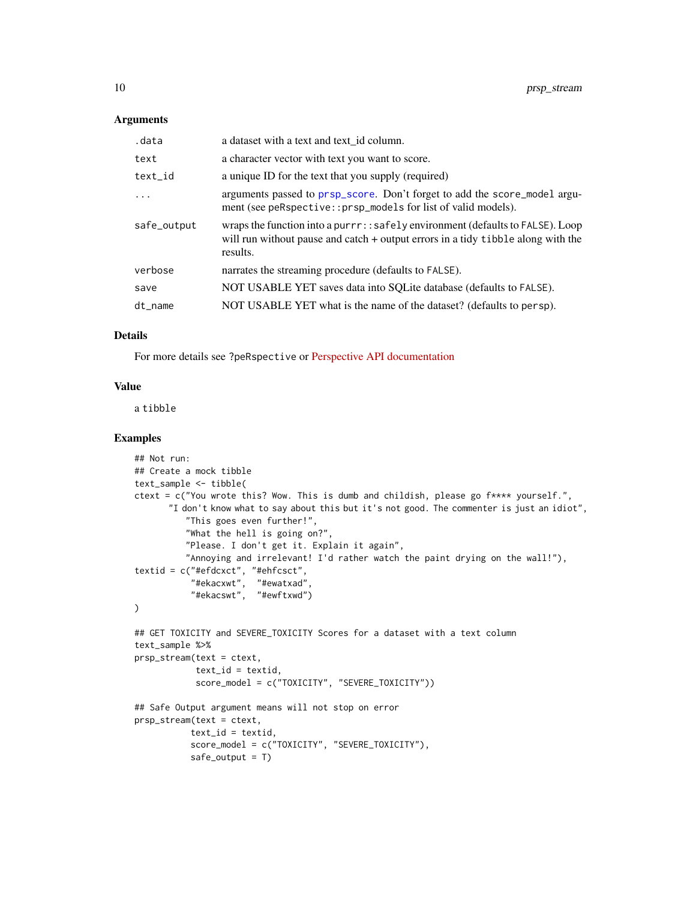### Arguments

| | |
|---|---|
| `.data` | a dataset with a text and text_id column. |
| `text` | a character vector with text you want to score. |
| `text_id` | a unique ID for the text that you supply (required) |
| `...` | arguments passed to `prsp_score`. Don't forget to add the `score_model` argument (see `peRspective::prsp_models` for list of valid models). |
| `safe_output` | wraps the function into a `purrr::safely` environment (defaults to `FALSE`). Loop will run without pause and catch + output errors in a tidy `tibble` along with the results. |
| `verbose` | narrates the streaming procedure (defaults to `FALSE`). |
| `save` | NOT USABLE YET saves data into SQLite database (defaults to `FALSE`). |
| `dt_name` | NOT USABLE YET what is the name of the dataset? (defaults to `persp`). |

### Details

For more details see `?peRspective` or Perspective API documentation

### Value

a `tibble`

### Examples

```
## Not run:
## Create a mock tibble
text_sample <- tibble(
ctext = c("You wrote this? Wow. This is dumb and childish, please go f**** yourself.",
       "I don't know what to say about this but it's not good. The commenter is just an idiot",
          "This goes even further!",
          "What the hell is going on?",
          "Please. I don't get it. Explain it again",
          "Annoying and irrelevant! I'd rather watch the paint drying on the wall!"),
textid = c("#efdcxct", "#ehfcsct",
           "#ekacxwt",  "#ewatxad",
           "#ekacswt",  "#ewftxwd")
)

## GET TOXICITY and SEVERE_TOXICITY Scores for a dataset with a text column
text_sample %>%
prsp_stream(text = ctext,
            text_id = textid,
            score_model = c("TOXICITY", "SEVERE_TOXICITY"))

## Safe Output argument means will not stop on error
prsp_stream(text = ctext,
           text_id = textid,
           score_model = c("TOXICITY", "SEVERE_TOXICITY"),
           safe_output = T)
```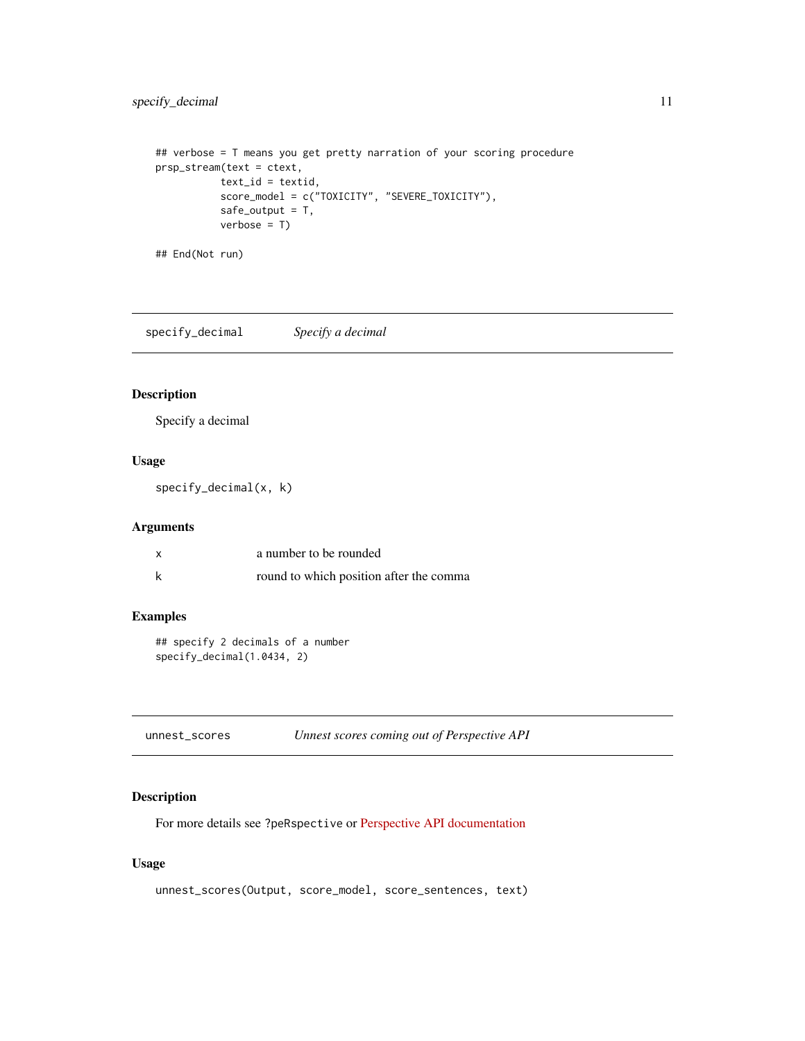```
## verbose = T means you get pretty narration of your scoring procedure
prsp_stream(text = ctext,
            text_id = textid,
            score_model = c("TOXICITY", "SEVERE_TOXICITY"),
            safe_output = T,
            verbose = T)

## End(Not run)
```

---

## specify_decimal — *Specify a decimal*

### Description

Specify a decimal

### Usage

```
specify_decimal(x, k)
```

### Arguments

| | |
|---|---|
| x | a number to be rounded |
| k | round to which position after the comma |

### Examples

```
## specify 2 decimals of a number
specify_decimal(1.0434, 2)
```

---

## unnest_scores — *Unnest scores coming out of Perspective API*

### Description

For more details see `?peRspective` or Perspective API documentation

### Usage

```
unnest_scores(Output, score_model, score_sentences, text)
```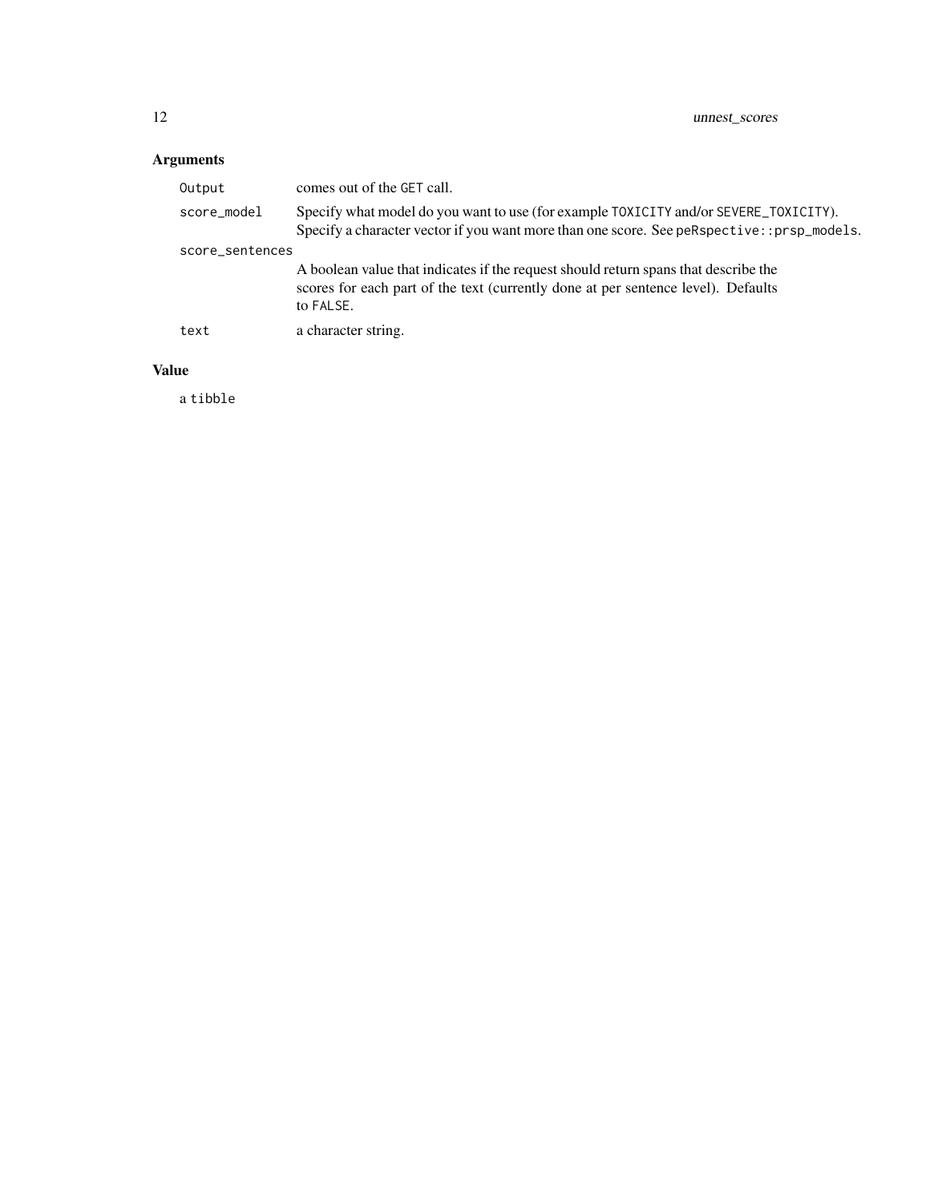### Arguments

| | |
|---|---|
| `Output` | comes out of the `GET` call. |
| `score_model` | Specify what model do you want to use (for example `TOXICITY` and/or `SEVERE_TOXICITY`). Specify a character vector if you want more than one score. See `peRspective::prsp_models`. |
| `score_sentences` | A boolean value that indicates if the request should return spans that describe the scores for each part of the text (currently done at per sentence level). Defaults to `FALSE`. |
| `text` | a character string. |

### Value

a `tibble`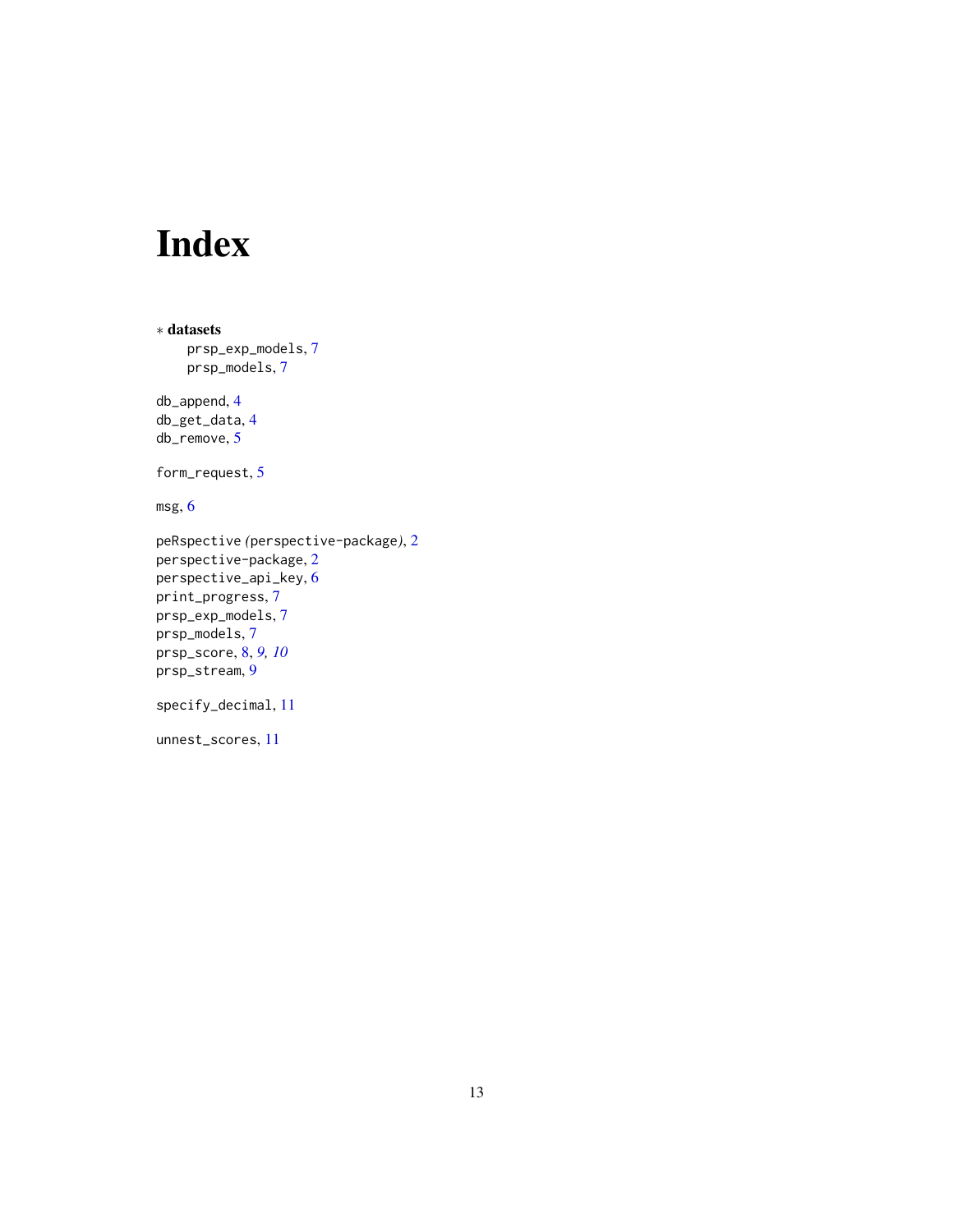# Index

∗ **datasets**

prsp_exp_models, 7
prsp_models, 7

db_append, 4
db_get_data, 4
db_remove, 5

form_request, 5

msg, 6

peRspective *(*perspective-package*)*, 2
perspective-package, 2
perspective_api_key, 6
print_progress, 7
prsp_exp_models, 7
prsp_models, 7
prsp_score, 8, *9, 10*
prsp_stream, 9

specify_decimal, 11

unnest_scores, 11